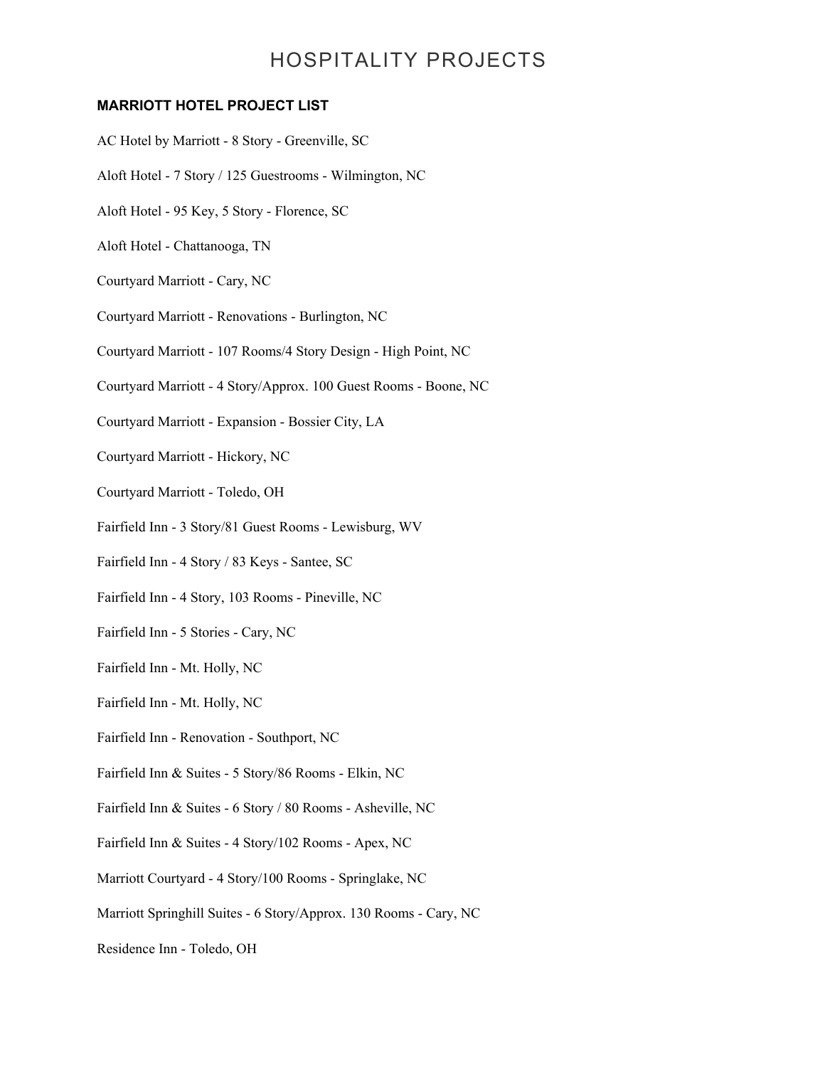# HOSPITALITY PROJECTS

**MARRIOTT HOTEL PROJECT LIST**

AC Hotel by Marriott - 8 Story - Greenville, SC

Aloft Hotel - 7 Story / 125 Guestrooms - Wilmington, NC

Aloft Hotel - 95 Key, 5 Story - Florence, SC

Aloft Hotel - Chattanooga, TN

Courtyard Marriott - Cary, NC

Courtyard Marriott - Renovations - Burlington, NC

Courtyard Marriott - 107 Rooms/4 Story Design - High Point, NC

Courtyard Marriott - 4 Story/Approx. 100 Guest Rooms - Boone, NC

Courtyard Marriott - Expansion - Bossier City, LA

Courtyard Marriott - Hickory, NC

Courtyard Marriott - Toledo, OH

Fairfield Inn - 3 Story/81 Guest Rooms - Lewisburg, WV

Fairfield Inn - 4 Story / 83 Keys - Santee, SC

Fairfield Inn - 4 Story, 103 Rooms - Pineville, NC

Fairfield Inn - 5 Stories - Cary, NC

Fairfield Inn - Mt. Holly, NC

Fairfield Inn - Mt. Holly, NC

Fairfield Inn - Renovation - Southport, NC

Fairfield Inn & Suites - 5 Story/86 Rooms - Elkin, NC

Fairfield Inn & Suites - 6 Story / 80 Rooms - Asheville, NC

Fairfield Inn & Suites - 4 Story/102 Rooms - Apex, NC

Marriott Courtyard - 4 Story/100 Rooms - Springlake, NC

Marriott Springhill Suites - 6 Story/Approx. 130 Rooms - Cary, NC

Residence Inn - Toledo, OH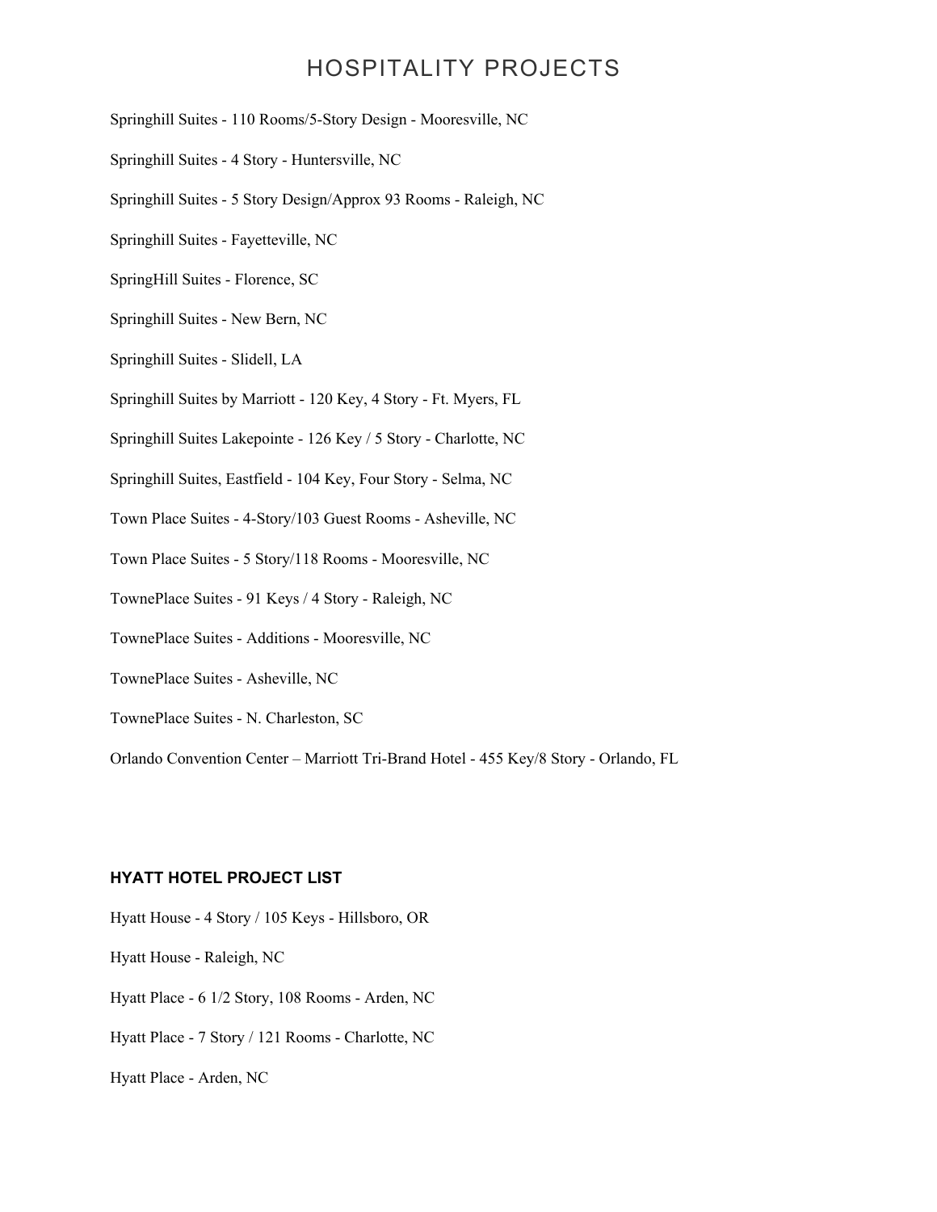# HOSPITALITY PROJECTS

Springhill Suites - 110 Rooms/5-Story Design - Mooresville, NC

Springhill Suites - 4 Story - Huntersville, NC

Springhill Suites - 5 Story Design/Approx 93 Rooms - Raleigh, NC

Springhill Suites - Fayetteville, NC

SpringHill Suites - Florence, SC

Springhill Suites - New Bern, NC

Springhill Suites - Slidell, LA

Springhill Suites by Marriott - 120 Key, 4 Story - Ft. Myers, FL

Springhill Suites Lakepointe - 126 Key / 5 Story - Charlotte, NC

Springhill Suites, Eastfield - 104 Key, Four Story - Selma, NC

Town Place Suites - 4-Story/103 Guest Rooms - Asheville, NC

Town Place Suites - 5 Story/118 Rooms - Mooresville, NC

TownePlace Suites - 91 Keys / 4 Story - Raleigh, NC

TownePlace Suites - Additions - Mooresville, NC

TownePlace Suites - Asheville, NC

TownePlace Suites - N. Charleston, SC

Orlando Convention Center – Marriott Tri-Brand Hotel - 455 Key/8 Story - Orlando, FL

**HYATT HOTEL PROJECT LIST**

Hyatt House - 4 Story / 105 Keys - Hillsboro, OR

Hyatt House - Raleigh, NC

Hyatt Place - 6 1/2 Story, 108 Rooms - Arden, NC

Hyatt Place - 7 Story / 121 Rooms - Charlotte, NC

Hyatt Place - Arden, NC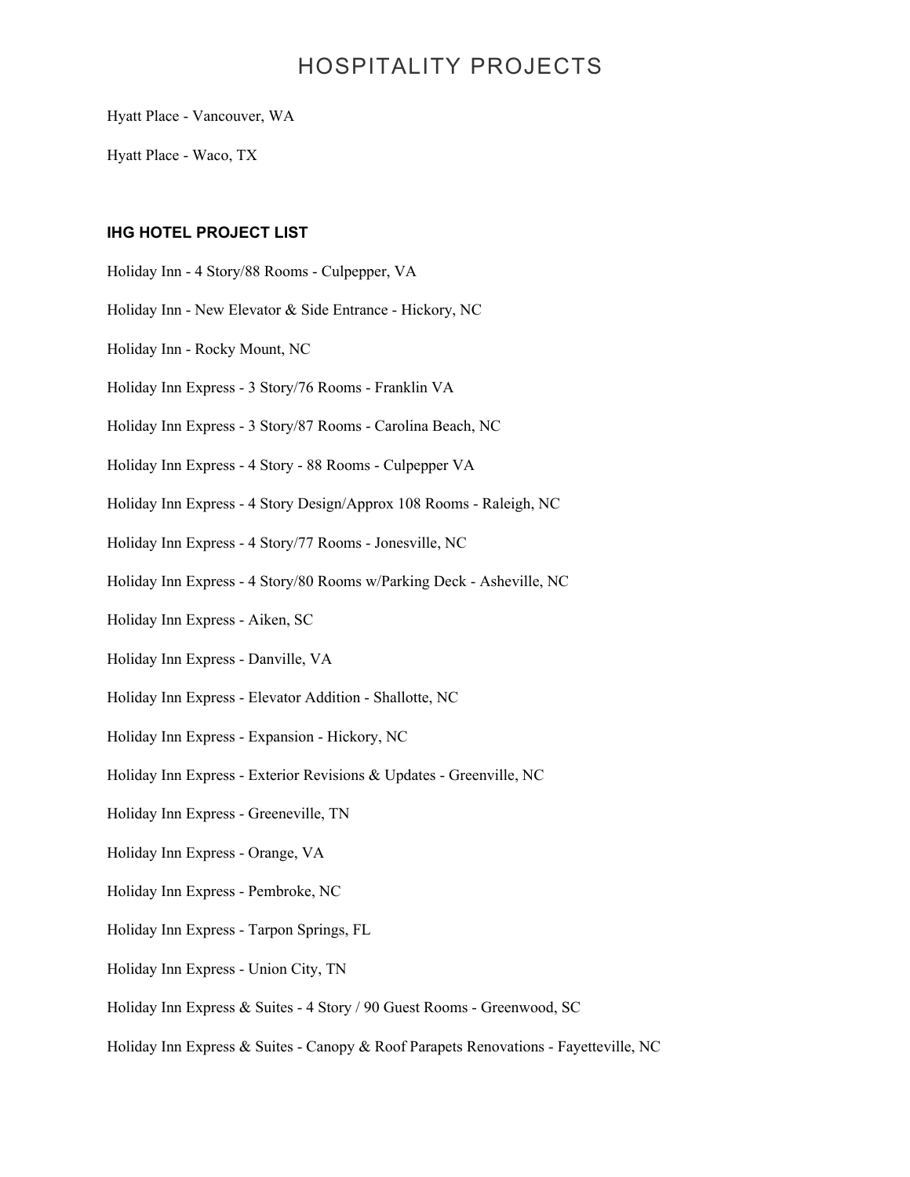# HOSPITALITY PROJECTS

Hyatt Place - Vancouver, WA

Hyatt Place - Waco, TX

**IHG HOTEL PROJECT LIST**

Holiday Inn - 4 Story/88 Rooms - Culpepper, VA

Holiday Inn - New Elevator & Side Entrance - Hickory, NC

Holiday Inn - Rocky Mount, NC

Holiday Inn Express - 3 Story/76 Rooms - Franklin VA

Holiday Inn Express - 3 Story/87 Rooms - Carolina Beach, NC

Holiday Inn Express - 4 Story - 88 Rooms - Culpepper VA

Holiday Inn Express - 4 Story Design/Approx 108 Rooms - Raleigh, NC

Holiday Inn Express - 4 Story/77 Rooms - Jonesville, NC

Holiday Inn Express - 4 Story/80 Rooms w/Parking Deck - Asheville, NC

Holiday Inn Express - Aiken, SC

Holiday Inn Express - Danville, VA

Holiday Inn Express - Elevator Addition - Shallotte, NC

Holiday Inn Express - Expansion - Hickory, NC

Holiday Inn Express - Exterior Revisions & Updates - Greenville, NC

Holiday Inn Express - Greeneville, TN

Holiday Inn Express - Orange, VA

Holiday Inn Express - Pembroke, NC

Holiday Inn Express - Tarpon Springs, FL

Holiday Inn Express - Union City, TN

Holiday Inn Express & Suites - 4 Story / 90 Guest Rooms - Greenwood, SC

Holiday Inn Express & Suites - Canopy & Roof Parapets Renovations - Fayetteville, NC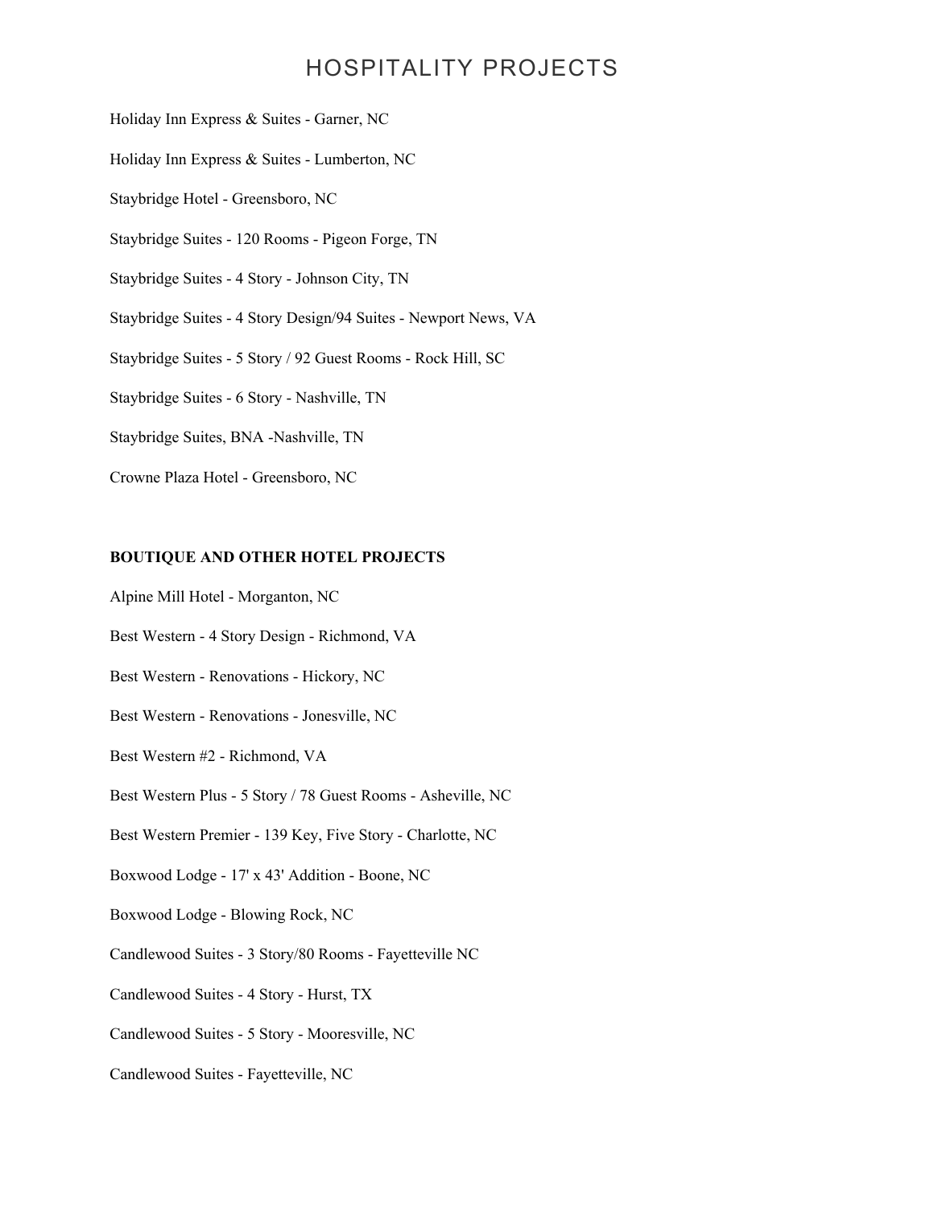# HOSPITALITY PROJECTS

Holiday Inn Express & Suites - Garner, NC

Holiday Inn Express & Suites - Lumberton, NC

Staybridge Hotel - Greensboro, NC

Staybridge Suites - 120 Rooms - Pigeon Forge, TN

Staybridge Suites - 4 Story - Johnson City, TN

Staybridge Suites - 4 Story Design/94 Suites - Newport News, VA

Staybridge Suites - 5 Story / 92 Guest Rooms - Rock Hill, SC

Staybridge Suites - 6 Story - Nashville, TN

Staybridge Suites, BNA -Nashville, TN

Crowne Plaza Hotel - Greensboro, NC

**BOUTIQUE AND OTHER HOTEL PROJECTS**

Alpine Mill Hotel - Morganton, NC

Best Western - 4 Story Design - Richmond, VA

Best Western - Renovations - Hickory, NC

Best Western - Renovations - Jonesville, NC

Best Western #2 - Richmond, VA

Best Western Plus - 5 Story / 78 Guest Rooms - Asheville, NC

Best Western Premier - 139 Key, Five Story - Charlotte, NC

Boxwood Lodge - 17' x 43' Addition - Boone, NC

Boxwood Lodge - Blowing Rock, NC

Candlewood Suites - 3 Story/80 Rooms - Fayetteville NC

Candlewood Suites - 4 Story - Hurst, TX

Candlewood Suites - 5 Story - Mooresville, NC

Candlewood Suites - Fayetteville, NC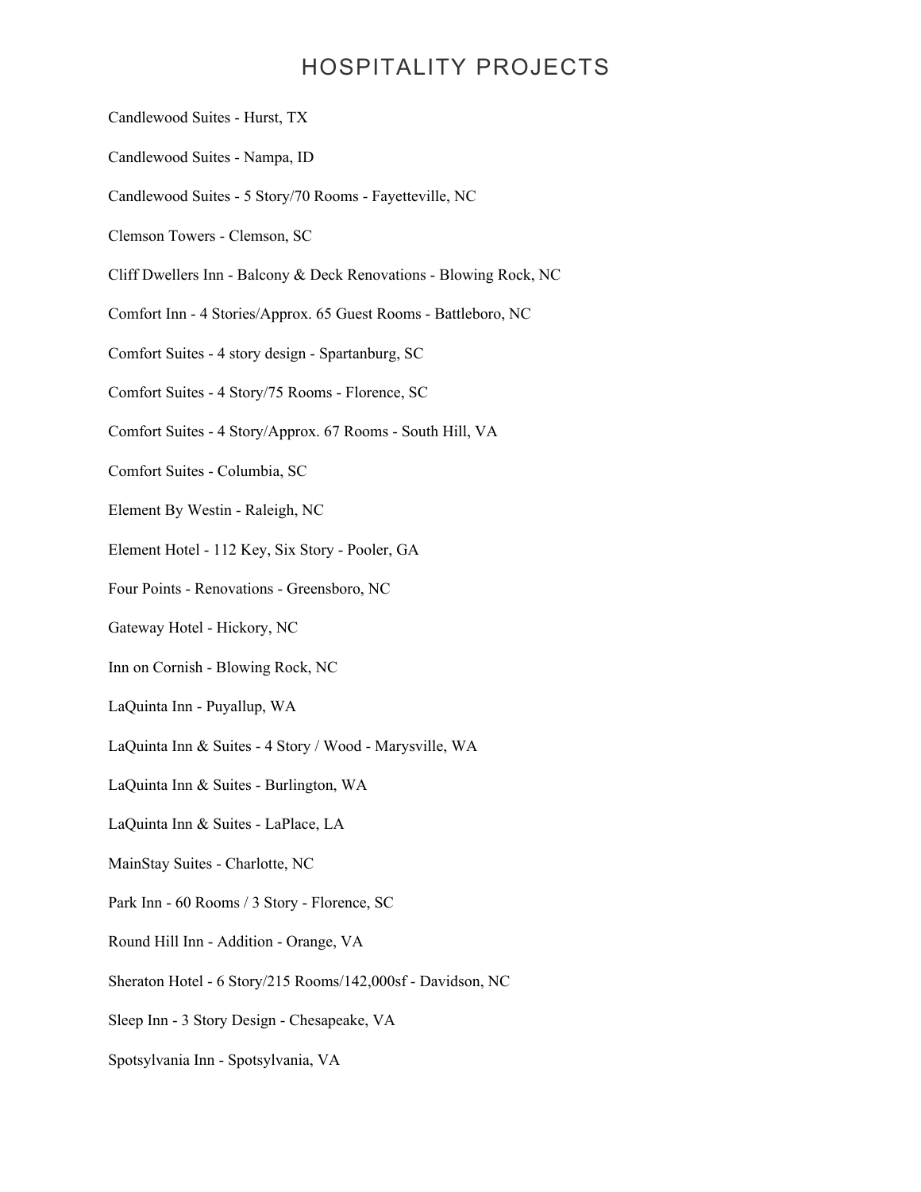# HOSPITALITY PROJECTS

Candlewood Suites - Hurst, TX

Candlewood Suites - Nampa, ID

Candlewood Suites - 5 Story/70 Rooms - Fayetteville, NC

Clemson Towers - Clemson, SC

Cliff Dwellers Inn - Balcony & Deck Renovations - Blowing Rock, NC

Comfort Inn - 4 Stories/Approx. 65 Guest Rooms - Battleboro, NC

Comfort Suites - 4 story design - Spartanburg, SC

Comfort Suites - 4 Story/75 Rooms - Florence, SC

Comfort Suites - 4 Story/Approx. 67 Rooms - South Hill, VA

Comfort Suites - Columbia, SC

Element By Westin - Raleigh, NC

Element Hotel - 112 Key, Six Story - Pooler, GA

Four Points - Renovations - Greensboro, NC

Gateway Hotel - Hickory, NC

Inn on Cornish - Blowing Rock, NC

LaQuinta Inn - Puyallup, WA

LaQuinta Inn & Suites - 4 Story / Wood - Marysville, WA

LaQuinta Inn & Suites - Burlington, WA

LaQuinta Inn & Suites - LaPlace, LA

MainStay Suites - Charlotte, NC

Park Inn - 60 Rooms / 3 Story - Florence, SC

Round Hill Inn - Addition - Orange, VA

Sheraton Hotel - 6 Story/215 Rooms/142,000sf - Davidson, NC

Sleep Inn - 3 Story Design - Chesapeake, VA

Spotsylvania Inn - Spotsylvania, VA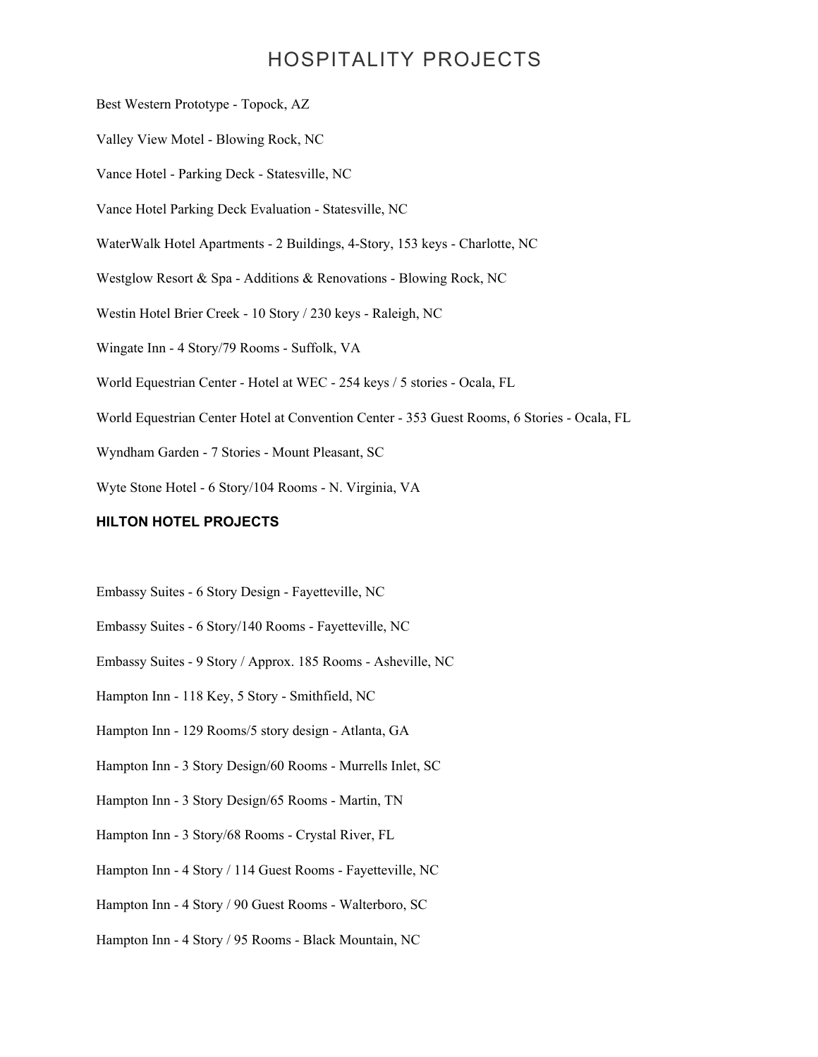# HOSPITALITY PROJECTS

Best Western Prototype - Topock, AZ

Valley View Motel - Blowing Rock, NC

Vance Hotel - Parking Deck - Statesville, NC

Vance Hotel Parking Deck Evaluation - Statesville, NC

WaterWalk Hotel Apartments - 2 Buildings, 4-Story, 153 keys - Charlotte, NC

Westglow Resort & Spa - Additions & Renovations - Blowing Rock, NC

Westin Hotel Brier Creek - 10 Story / 230 keys - Raleigh, NC

Wingate Inn - 4 Story/79 Rooms - Suffolk, VA

World Equestrian Center - Hotel at WEC - 254 keys / 5 stories - Ocala, FL

World Equestrian Center Hotel at Convention Center - 353 Guest Rooms, 6 Stories - Ocala, FL

Wyndham Garden - 7 Stories - Mount Pleasant, SC

Wyte Stone Hotel - 6 Story/104 Rooms - N. Virginia, VA

## HILTON HOTEL PROJECTS

Embassy Suites - 6 Story Design - Fayetteville, NC

Embassy Suites - 6 Story/140 Rooms - Fayetteville, NC

Embassy Suites - 9 Story / Approx. 185 Rooms - Asheville, NC

Hampton Inn - 118 Key, 5 Story - Smithfield, NC

Hampton Inn - 129 Rooms/5 story design - Atlanta, GA

Hampton Inn - 3 Story Design/60 Rooms - Murrells Inlet, SC

Hampton Inn - 3 Story Design/65 Rooms - Martin, TN

Hampton Inn - 3 Story/68 Rooms - Crystal River, FL

Hampton Inn - 4 Story / 114 Guest Rooms - Fayetteville, NC

Hampton Inn - 4 Story / 90 Guest Rooms - Walterboro, SC

Hampton Inn - 4 Story / 95 Rooms - Black Mountain, NC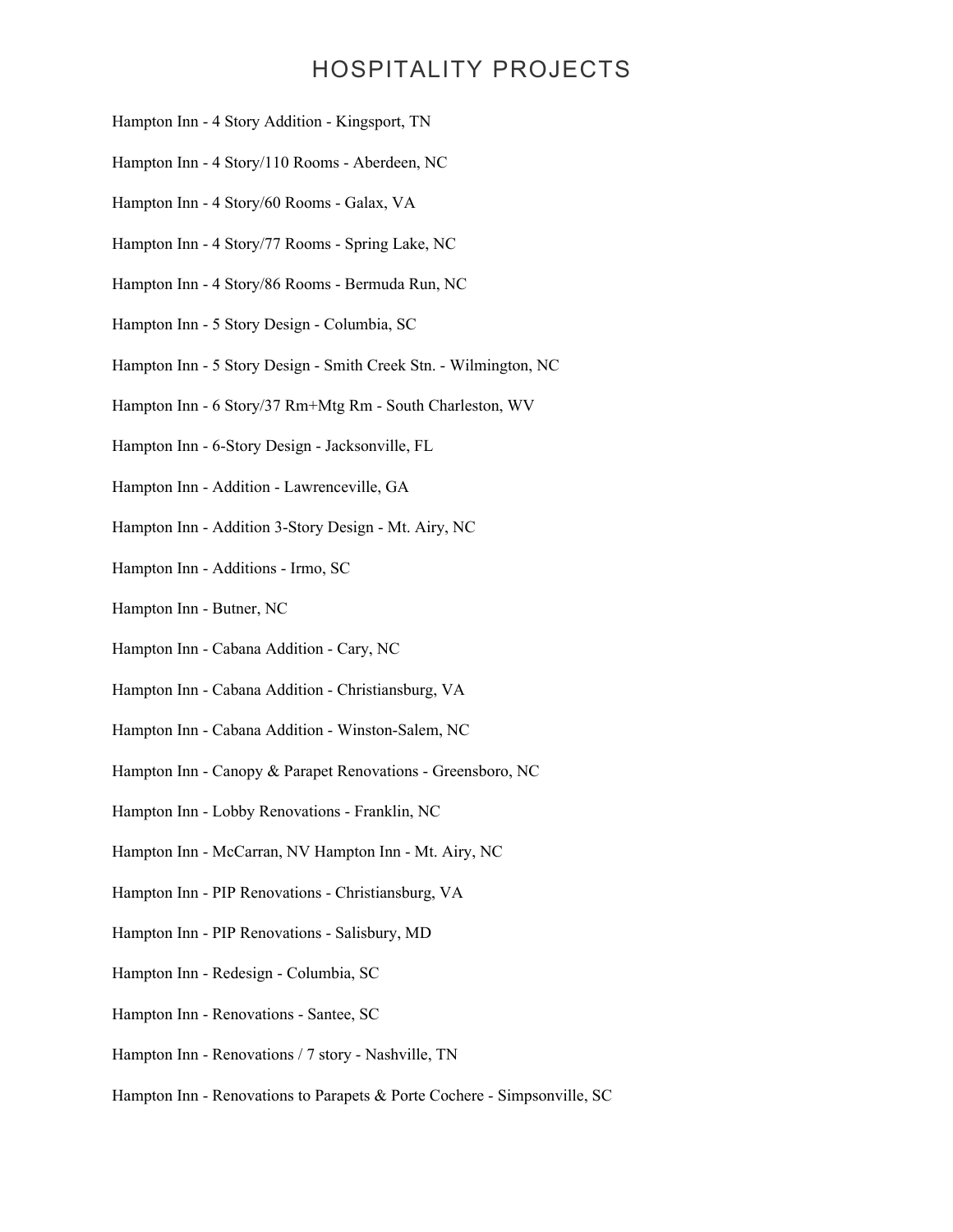# HOSPITALITY PROJECTS

Hampton Inn - 4 Story Addition - Kingsport, TN

Hampton Inn - 4 Story/110 Rooms - Aberdeen, NC

Hampton Inn - 4 Story/60 Rooms - Galax, VA

Hampton Inn - 4 Story/77 Rooms - Spring Lake, NC

Hampton Inn - 4 Story/86 Rooms - Bermuda Run, NC

Hampton Inn - 5 Story Design - Columbia, SC

Hampton Inn - 5 Story Design - Smith Creek Stn. - Wilmington, NC

Hampton Inn - 6 Story/37 Rm+Mtg Rm - South Charleston, WV

Hampton Inn - 6-Story Design - Jacksonville, FL

Hampton Inn - Addition - Lawrenceville, GA

Hampton Inn - Addition 3-Story Design - Mt. Airy, NC

Hampton Inn - Additions - Irmo, SC

Hampton Inn - Butner, NC

Hampton Inn - Cabana Addition - Cary, NC

Hampton Inn - Cabana Addition - Christiansburg, VA

Hampton Inn - Cabana Addition - Winston-Salem, NC

Hampton Inn - Canopy & Parapet Renovations - Greensboro, NC

Hampton Inn - Lobby Renovations - Franklin, NC

Hampton Inn - McCarran, NV Hampton Inn - Mt. Airy, NC

Hampton Inn - PIP Renovations - Christiansburg, VA

Hampton Inn - PIP Renovations - Salisbury, MD

Hampton Inn - Redesign - Columbia, SC

Hampton Inn - Renovations - Santee, SC

Hampton Inn - Renovations / 7 story - Nashville, TN

Hampton Inn - Renovations to Parapets & Porte Cochere - Simpsonville, SC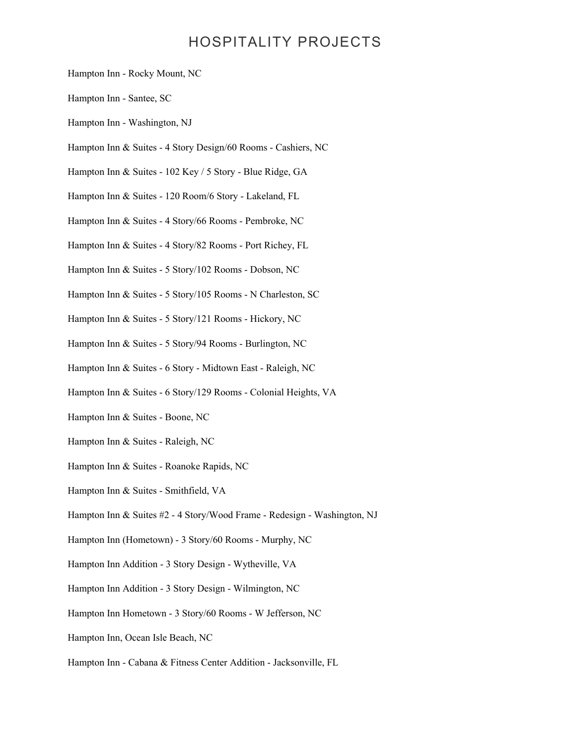# HOSPITALITY PROJECTS

Hampton Inn - Rocky Mount, NC

Hampton Inn - Santee, SC

Hampton Inn - Washington, NJ

Hampton Inn & Suites - 4 Story Design/60 Rooms - Cashiers, NC

Hampton Inn & Suites - 102 Key / 5 Story - Blue Ridge, GA

Hampton Inn & Suites - 120 Room/6 Story - Lakeland, FL

Hampton Inn & Suites - 4 Story/66 Rooms - Pembroke, NC

Hampton Inn & Suites - 4 Story/82 Rooms - Port Richey, FL

Hampton Inn & Suites - 5 Story/102 Rooms - Dobson, NC

Hampton Inn & Suites - 5 Story/105 Rooms - N Charleston, SC

Hampton Inn & Suites - 5 Story/121 Rooms - Hickory, NC

Hampton Inn & Suites - 5 Story/94 Rooms - Burlington, NC

Hampton Inn & Suites - 6 Story - Midtown East - Raleigh, NC

Hampton Inn & Suites - 6 Story/129 Rooms - Colonial Heights, VA

Hampton Inn & Suites - Boone, NC

Hampton Inn & Suites - Raleigh, NC

Hampton Inn & Suites - Roanoke Rapids, NC

Hampton Inn & Suites - Smithfield, VA

Hampton Inn & Suites #2 - 4 Story/Wood Frame - Redesign - Washington, NJ

Hampton Inn (Hometown) - 3 Story/60 Rooms - Murphy, NC

Hampton Inn Addition - 3 Story Design - Wytheville, VA

Hampton Inn Addition - 3 Story Design - Wilmington, NC

Hampton Inn Hometown - 3 Story/60 Rooms - W Jefferson, NC

Hampton Inn, Ocean Isle Beach, NC

Hampton Inn - Cabana & Fitness Center Addition - Jacksonville, FL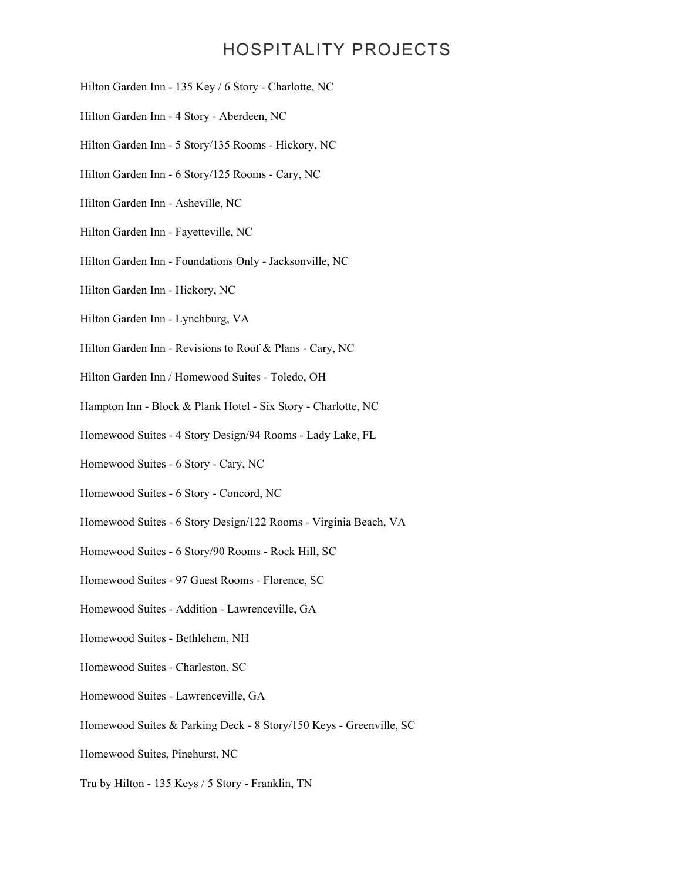# HOSPITALITY PROJECTS

Hilton Garden Inn - 135 Key / 6 Story - Charlotte, NC

Hilton Garden Inn - 4 Story - Aberdeen, NC

Hilton Garden Inn - 5 Story/135 Rooms - Hickory, NC

Hilton Garden Inn - 6 Story/125 Rooms - Cary, NC

Hilton Garden Inn - Asheville, NC

Hilton Garden Inn - Fayetteville, NC

Hilton Garden Inn - Foundations Only - Jacksonville, NC

Hilton Garden Inn - Hickory, NC

Hilton Garden Inn - Lynchburg, VA

Hilton Garden Inn - Revisions to Roof & Plans - Cary, NC

Hilton Garden Inn / Homewood Suites - Toledo, OH

Hampton Inn - Block & Plank Hotel - Six Story - Charlotte, NC

Homewood Suites - 4 Story Design/94 Rooms - Lady Lake, FL

Homewood Suites - 6 Story - Cary, NC

Homewood Suites - 6 Story - Concord, NC

Homewood Suites - 6 Story Design/122 Rooms - Virginia Beach, VA

Homewood Suites - 6 Story/90 Rooms - Rock Hill, SC

Homewood Suites - 97 Guest Rooms - Florence, SC

Homewood Suites - Addition - Lawrenceville, GA

Homewood Suites - Bethlehem, NH

Homewood Suites - Charleston, SC

Homewood Suites - Lawrenceville, GA

Homewood Suites & Parking Deck - 8 Story/150 Keys - Greenville, SC

Homewood Suites, Pinehurst, NC

Tru by Hilton - 135 Keys / 5 Story - Franklin, TN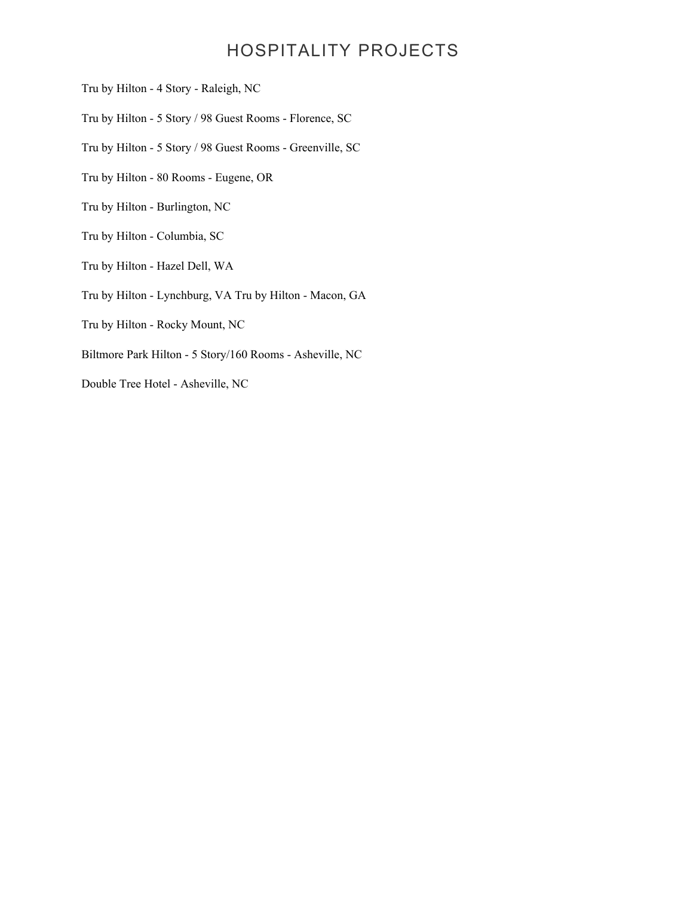# HOSPITALITY PROJECTS

Tru by Hilton - 4 Story - Raleigh, NC

Tru by Hilton - 5 Story / 98 Guest Rooms - Florence, SC

Tru by Hilton - 5 Story / 98 Guest Rooms - Greenville, SC

Tru by Hilton - 80 Rooms - Eugene, OR

Tru by Hilton - Burlington, NC

Tru by Hilton - Columbia, SC

Tru by Hilton - Hazel Dell, WA

Tru by Hilton - Lynchburg, VA Tru by Hilton - Macon, GA

Tru by Hilton - Rocky Mount, NC

Biltmore Park Hilton - 5 Story/160 Rooms - Asheville, NC

Double Tree Hotel - Asheville, NC